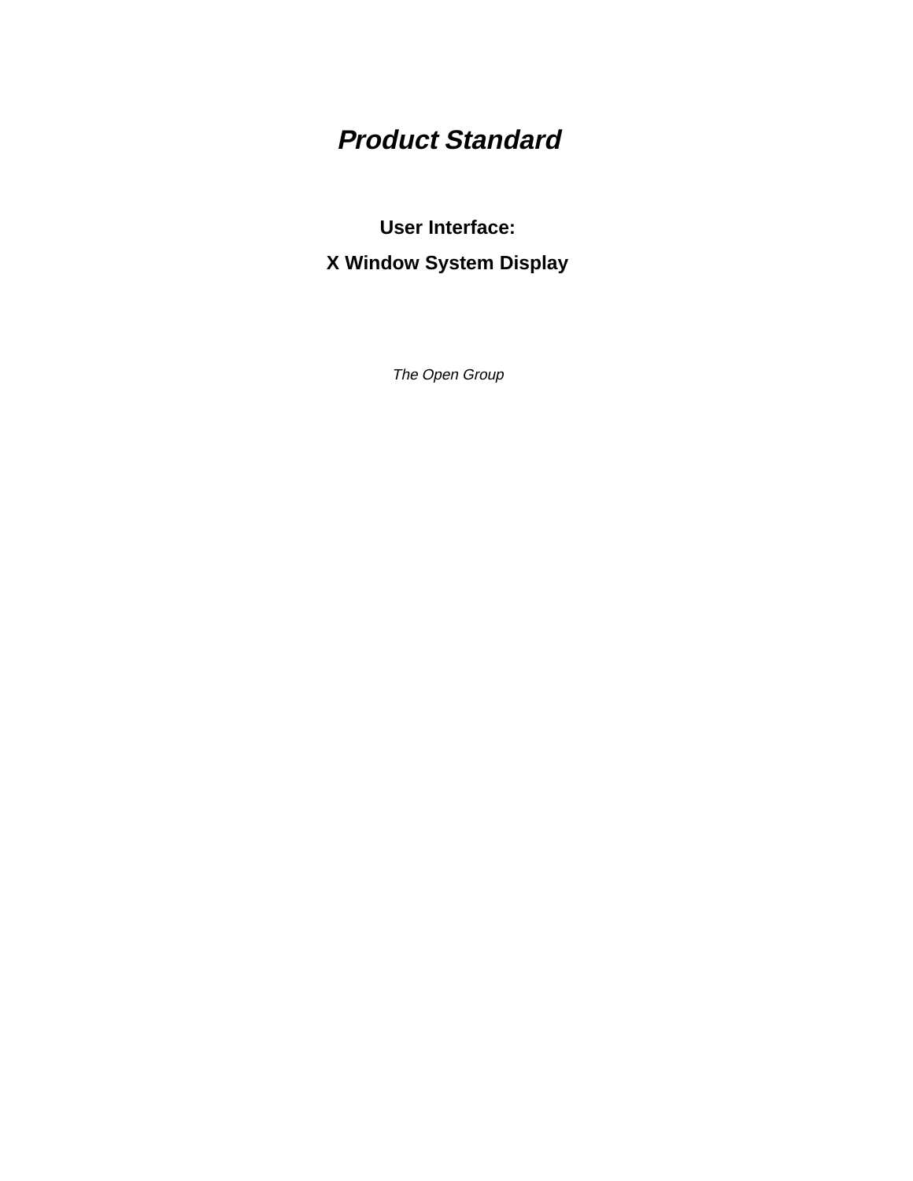# *Product Standard*

## User Interface:

## X Window System Display

*The Open Group*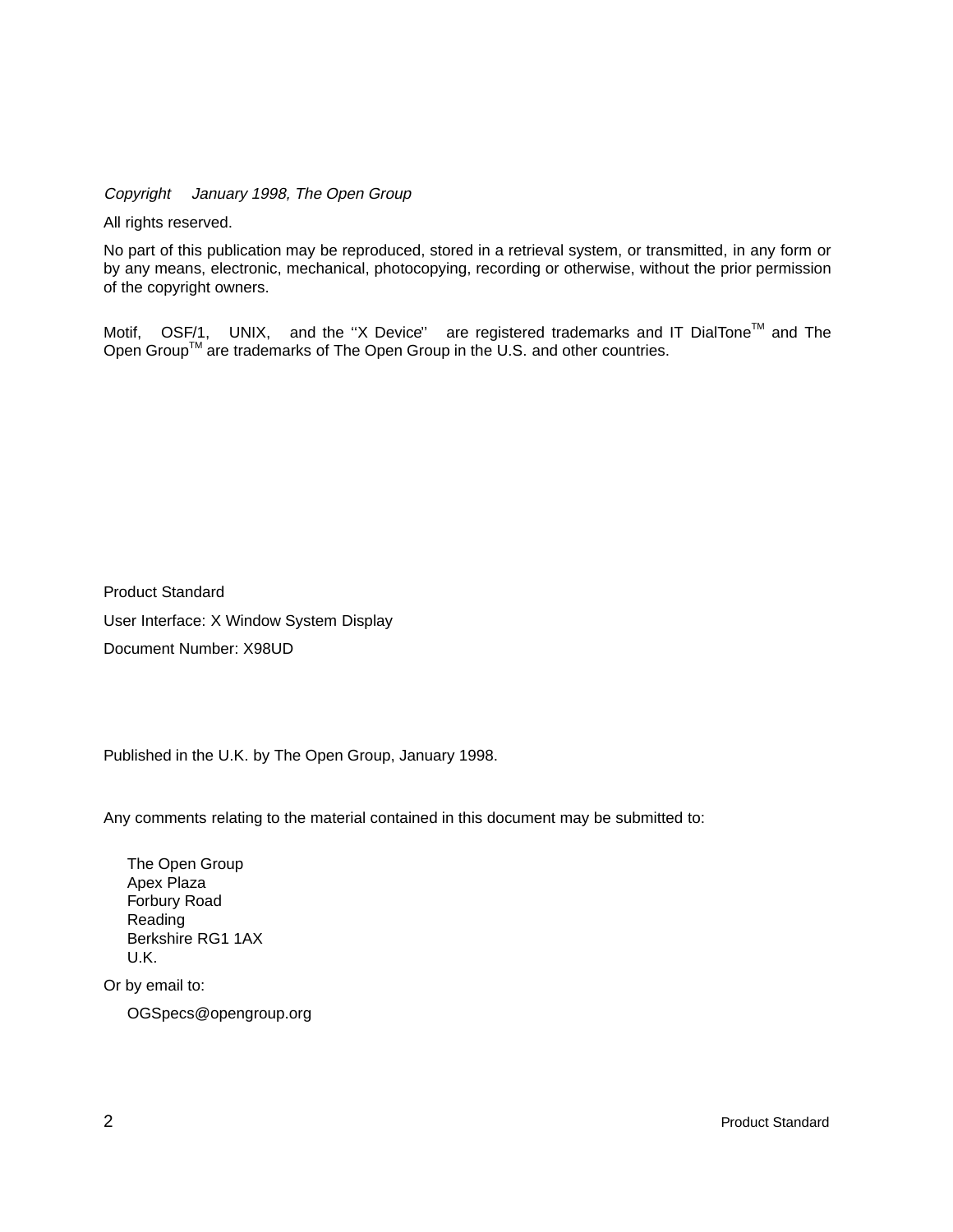*Copyright © January 1998, The Open Group*

All rights reserved.

No part of this publication may be reproduced, stored in a retrieval system, or transmitted, in any form or by any means, electronic, mechanical, photocopying, recording or otherwise, without the prior permission of the copyright owners.

Motif, OSF/1, UNIX, and the ''X Device'' are registered trademarks and IT DialTone™ and The Open Group™ are trademarks of The Open Group in the U.S. and other countries.

Product Standard

User Interface: X Window System Display

Document Number: X98UD

Published in the U.K. by The Open Group, January 1998.

Any comments relating to the material contained in this document may be submitted to:

The Open Group
Apex Plaza
Forbury Road
Reading
Berkshire RG1 1AX
U.K.

Or by email to:

OGSpecs@opengroup.org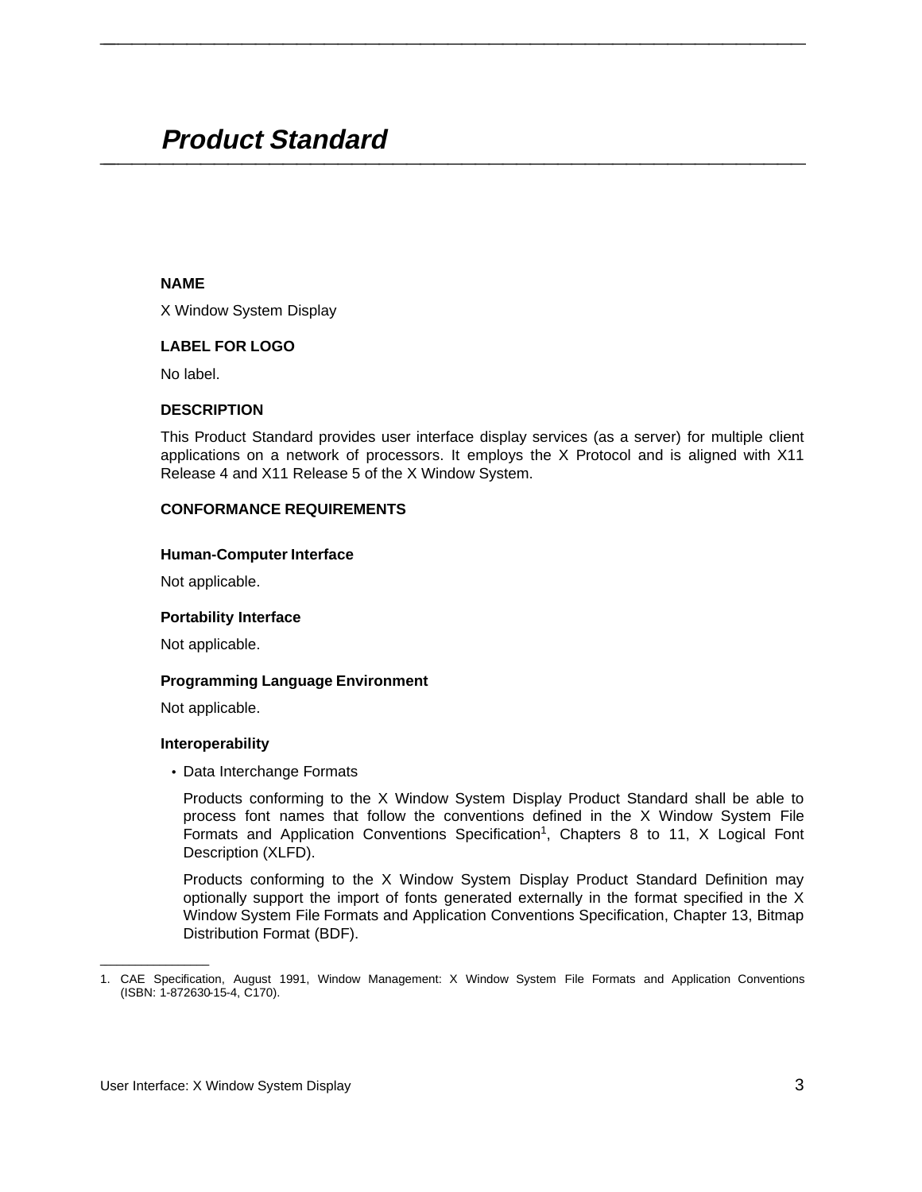# *Product Standard*

**NAME**

X Window System Display

**LABEL FOR LOGO**

No label.

**DESCRIPTION**

This Product Standard provides user interface display services (as a server) for multiple client applications on a network of processors. It employs the X Protocol and is aligned with X11 Release 4 and X11 Release 5 of the X Window System.

**CONFORMANCE REQUIREMENTS**

**Human-Computer Interface**

Not applicable.

**Portability Interface**

Not applicable.

**Programming Language Environment**

Not applicable.

**Interoperability**

- Data Interchange Formats

  Products conforming to the X Window System Display Product Standard shall be able to process font names that follow the conventions defined in the X Window System File Formats and Application Conventions Specification[1], Chapters 8 to 11, X Logical Font Description (XLFD).

  Products conforming to the X Window System Display Product Standard Definition may optionally support the import of fonts generated externally in the format specified in the X Window System File Formats and Application Conventions Specification, Chapter 13, Bitmap Distribution Format (BDF).

---

1. CAE Specification, August 1991, Window Management: X Window System File Formats and Application Conventions (ISBN: 1-872630-15-4, C170).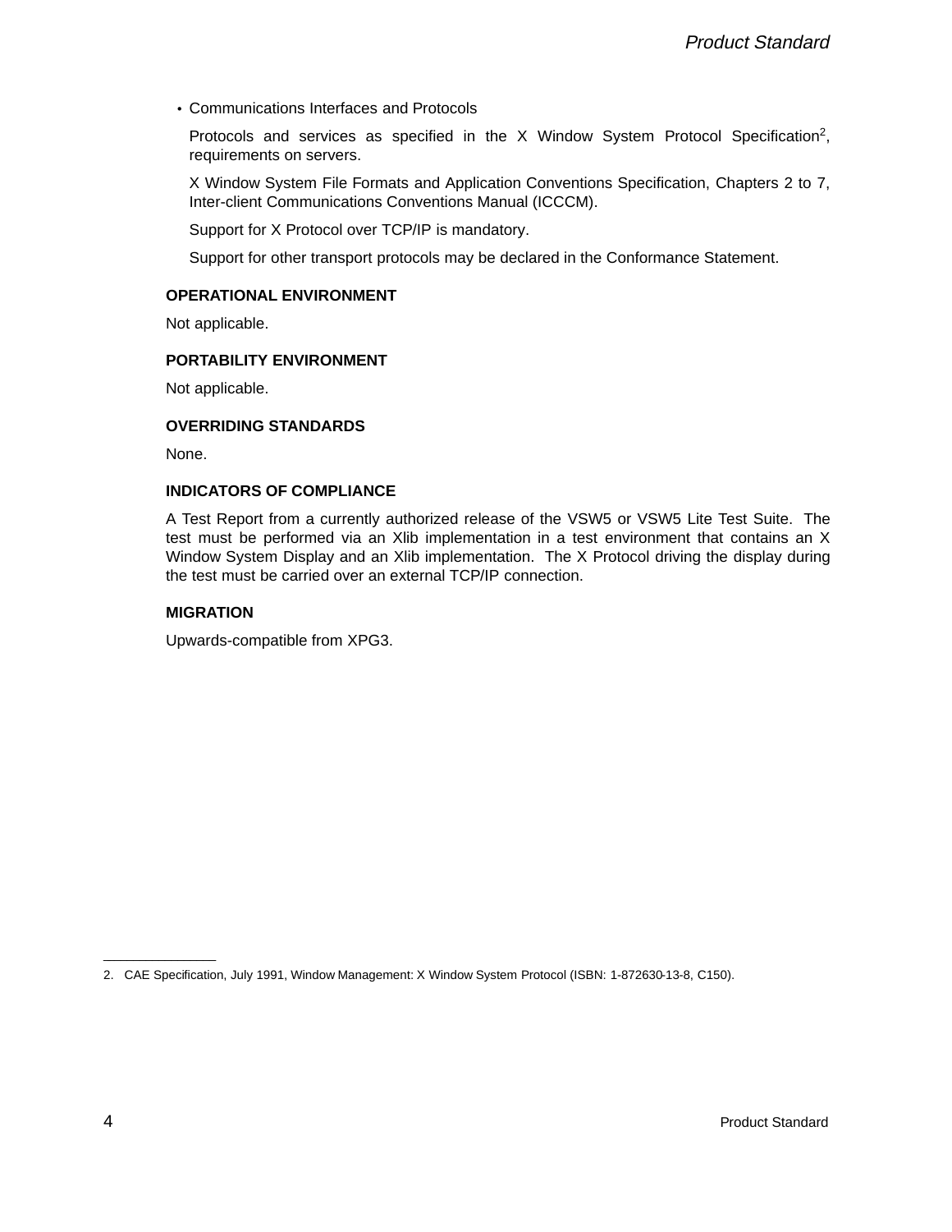- Communications Interfaces and Protocols

  Protocols and services as specified in the X Window System Protocol Specification[2], requirements on servers.

  X Window System File Formats and Application Conventions Specification, Chapters 2 to 7, Inter-client Communications Conventions Manual (ICCCM).

  Support for X Protocol over TCP/IP is mandatory.

  Support for other transport protocols may be declared in the Conformance Statement.

**OPERATIONAL ENVIRONMENT**

Not applicable.

**PORTABILITY ENVIRONMENT**

Not applicable.

**OVERRIDING STANDARDS**

None.

**INDICATORS OF COMPLIANCE**

A Test Report from a currently authorized release of the VSW5 or VSW5 Lite Test Suite. The test must be performed via an Xlib implementation in a test environment that contains an X Window System Display and an Xlib implementation. The X Protocol driving the display during the test must be carried over an external TCP/IP connection.

**MIGRATION**

Upwards-compatible from XPG3.

---

2. CAE Specification, July 1991, Window Management: X Window System Protocol (ISBN: 1-872630-13-8, C150).